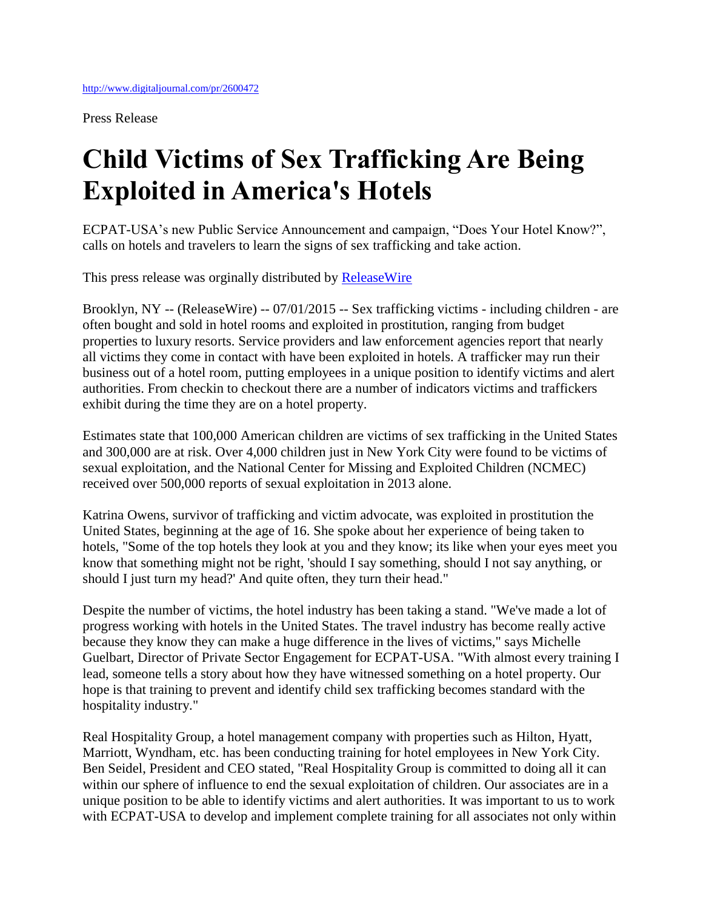http://www.digitaljournal.com/pr/2600472

Press Release

# Child Victims of Sex Trafficking Are Being Exploited in America's Hotels

ECPAT-USA's new Public Service Announcement and campaign, "Does Your Hotel Know?", calls on hotels and travelers to learn the signs of sex trafficking and take action.

This press release was orginally distributed by ReleaseWire

Brooklyn, NY -- (ReleaseWire) -- 07/01/2015 -- Sex trafficking victims - including children - are often bought and sold in hotel rooms and exploited in prostitution, ranging from budget properties to luxury resorts. Service providers and law enforcement agencies report that nearly all victims they come in contact with have been exploited in hotels. A trafficker may run their business out of a hotel room, putting employees in a unique position to identify victims and alert authorities. From checkin to checkout there are a number of indicators victims and traffickers exhibit during the time they are on a hotel property.

Estimates state that 100,000 American children are victims of sex trafficking in the United States and 300,000 are at risk. Over 4,000 children just in New York City were found to be victims of sexual exploitation, and the National Center for Missing and Exploited Children (NCMEC) received over 500,000 reports of sexual exploitation in 2013 alone.

Katrina Owens, survivor of trafficking and victim advocate, was exploited in prostitution the United States, beginning at the age of 16. She spoke about her experience of being taken to hotels, "Some of the top hotels they look at you and they know; its like when your eyes meet you know that something might not be right, 'should I say something, should I not say anything, or should I just turn my head?' And quite often, they turn their head."

Despite the number of victims, the hotel industry has been taking a stand. "We've made a lot of progress working with hotels in the United States. The travel industry has become really active because they know they can make a huge difference in the lives of victims," says Michelle Guelbart, Director of Private Sector Engagement for ECPAT-USA. "With almost every training I lead, someone tells a story about how they have witnessed something on a hotel property. Our hope is that training to prevent and identify child sex trafficking becomes standard with the hospitality industry."

Real Hospitality Group, a hotel management company with properties such as Hilton, Hyatt, Marriott, Wyndham, etc. has been conducting training for hotel employees in New York City. Ben Seidel, President and CEO stated, "Real Hospitality Group is committed to doing all it can within our sphere of influence to end the sexual exploitation of children. Our associates are in a unique position to be able to identify victims and alert authorities. It was important to us to work with ECPAT-USA to develop and implement complete training for all associates not only within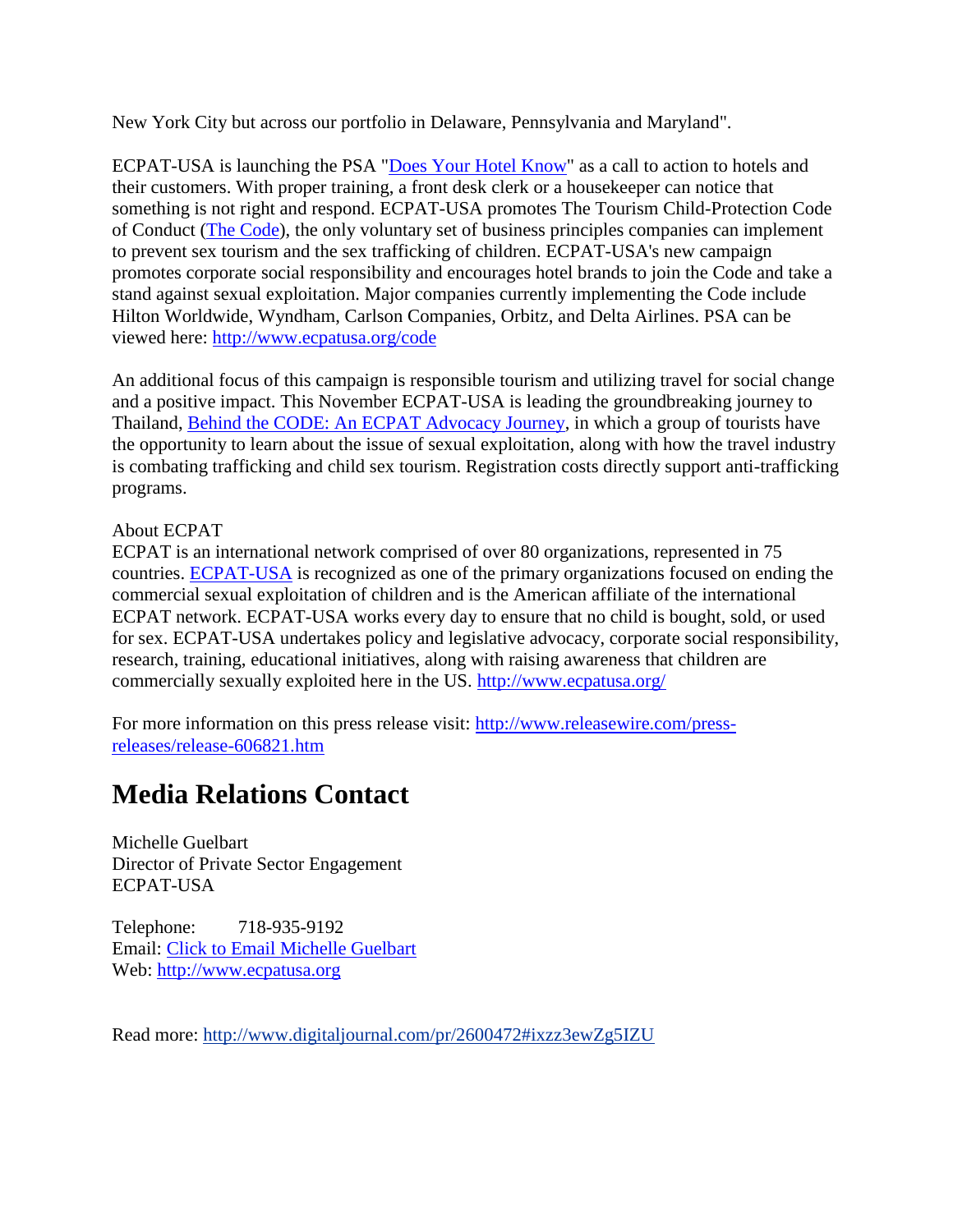New York City but across our portfolio in Delaware, Pennsylvania and Maryland".

ECPAT-USA is launching the PSA "[Does Your Hotel Know]" as a call to action to hotels and their customers. With proper training, a front desk clerk or a housekeeper can notice that something is not right and respond. ECPAT-USA promotes The Tourism Child-Protection Code of Conduct ([The Code]), the only voluntary set of business principles companies can implement to prevent sex tourism and the sex trafficking of children. ECPAT-USA's new campaign promotes corporate social responsibility and encourages hotel brands to join the Code and take a stand against sexual exploitation. Major companies currently implementing the Code include Hilton Worldwide, Wyndham, Carlson Companies, Orbitz, and Delta Airlines. PSA can be viewed here: http://www.ecpatusa.org/code

An additional focus of this campaign is responsible tourism and utilizing travel for social change and a positive impact. This November ECPAT-USA is leading the groundbreaking journey to Thailand, Behind the CODE: An ECPAT Advocacy Journey, in which a group of tourists have the opportunity to learn about the issue of sexual exploitation, along with how the travel industry is combating trafficking and child sex tourism. Registration costs directly support anti-trafficking programs.

About ECPAT
ECPAT is an international network comprised of over 80 organizations, represented in 75 countries. ECPAT-USA is recognized as one of the primary organizations focused on ending the commercial sexual exploitation of children and is the American affiliate of the international ECPAT network. ECPAT-USA works every day to ensure that no child is bought, sold, or used for sex. ECPAT-USA undertakes policy and legislative advocacy, corporate social responsibility, research, training, educational initiatives, along with raising awareness that children are commercially sexually exploited here in the US. http://www.ecpatusa.org/

For more information on this press release visit: http://www.releasewire.com/press-releases/release-606821.htm

## Media Relations Contact

Michelle Guelbart
Director of Private Sector Engagement
ECPAT-USA

Telephone: 718-935-9192
Email: Click to Email Michelle Guelbart
Web: http://www.ecpatusa.org

Read more: http://www.digitaljournal.com/pr/2600472#ixzz3ewZg5IZU